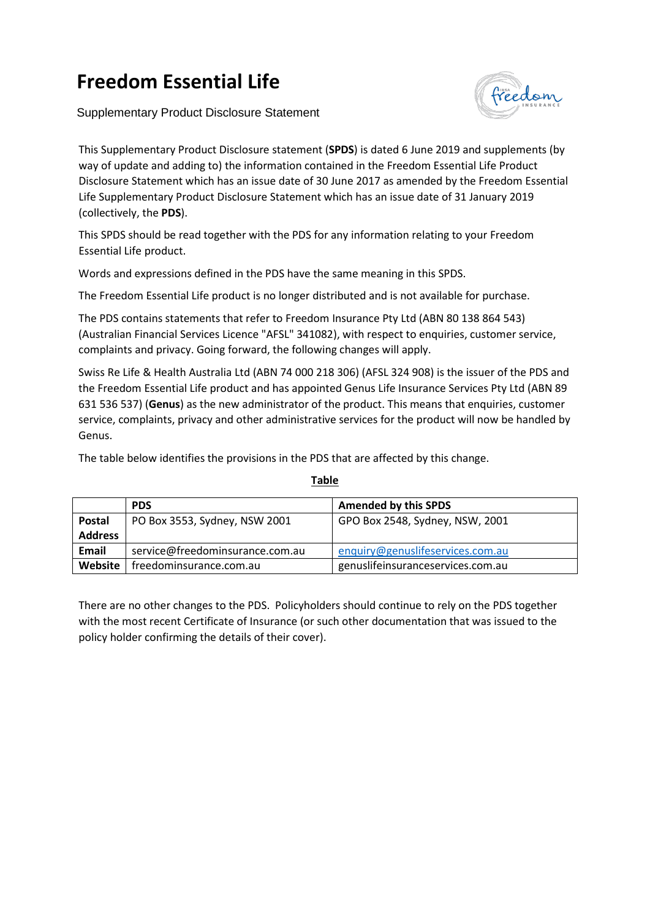# Freedom Essential Life

Supplementary Product Disclosure Statement

This Supplementary Product Disclosure statement (**SPDS**) is dated 6 June 2019 and supplements (by way of update and adding to) the information contained in the Freedom Essential Life Product Disclosure Statement which has an issue date of 30 June 2017 as amended by the Freedom Essential Life Supplementary Product Disclosure Statement which has an issue date of 31 January 2019 (collectively, the **PDS**).

This SPDS should be read together with the PDS for any information relating to your Freedom Essential Life product.

Words and expressions defined in the PDS have the same meaning in this SPDS.

The Freedom Essential Life product is no longer distributed and is not available for purchase.

The PDS contains statements that refer to Freedom Insurance Pty Ltd (ABN 80 138 864 543) (Australian Financial Services Licence "AFSL" 341082), with respect to enquiries, customer service, complaints and privacy. Going forward, the following changes will apply.

Swiss Re Life & Health Australia Ltd (ABN 74 000 218 306) (AFSL 324 908) is the issuer of the PDS and the Freedom Essential Life product and has appointed Genus Life Insurance Services Pty Ltd (ABN 89 631 536 537) (**Genus**) as the new administrator of the product. This means that enquiries, customer service, complaints, privacy and other administrative services for the product will now be handled by Genus.

The table below identifies the provisions in the PDS that are affected by this change.

**Table**

| | **PDS** | **Amended by this SPDS** |
|---|---|---|
| **Postal Address** | PO Box 3553, Sydney, NSW 2001 | GPO Box 2548, Sydney, NSW, 2001 |
| **Email** | service@freedominsurance.com.au | enquiry@genuslifeservices.com.au |
| **Website** | freedominsurance.com.au | genuslifeinsuranceservices.com.au |

There are no other changes to the PDS. Policyholders should continue to rely on the PDS together with the most recent Certificate of Insurance (or such other documentation that was issued to the policy holder confirming the details of their cover).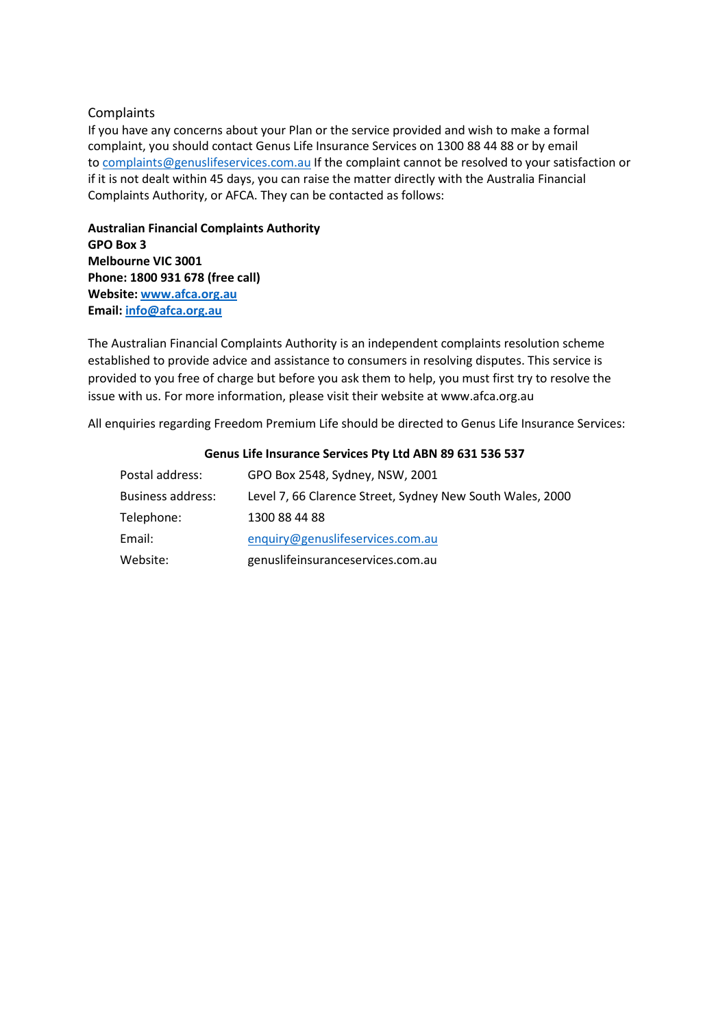## Complaints

If you have any concerns about your Plan or the service provided and wish to make a formal complaint, you should contact Genus Life Insurance Services on 1300 88 44 88 or by email to complaints@genuslifeservices.com.au If the complaint cannot be resolved to your satisfaction or if it is not dealt within 45 days, you can raise the matter directly with the Australia Financial Complaints Authority, or AFCA. They can be contacted as follows:

**Australian Financial Complaints Authority**
**GPO Box 3**
**Melbourne VIC 3001**
**Phone: 1800 931 678 (free call)**
**Website: www.afca.org.au**
**Email: info@afca.org.au**

The Australian Financial Complaints Authority is an independent complaints resolution scheme established to provide advice and assistance to consumers in resolving disputes. This service is provided to you free of charge but before you ask them to help, you must first try to resolve the issue with us. For more information, please visit their website at www.afca.org.au

All enquiries regarding Freedom Premium Life should be directed to Genus Life Insurance Services:

**Genus Life Insurance Services Pty Ltd ABN 89 631 536 537**

| | |
|---|---|
| Postal address: | GPO Box 2548, Sydney, NSW, 2001 |
| Business address: | Level 7, 66 Clarence Street, Sydney New South Wales, 2000 |
| Telephone: | 1300 88 44 88 |
| Email: | enquiry@genuslifeservices.com.au |
| Website: | genuslifeinsuranceservices.com.au |